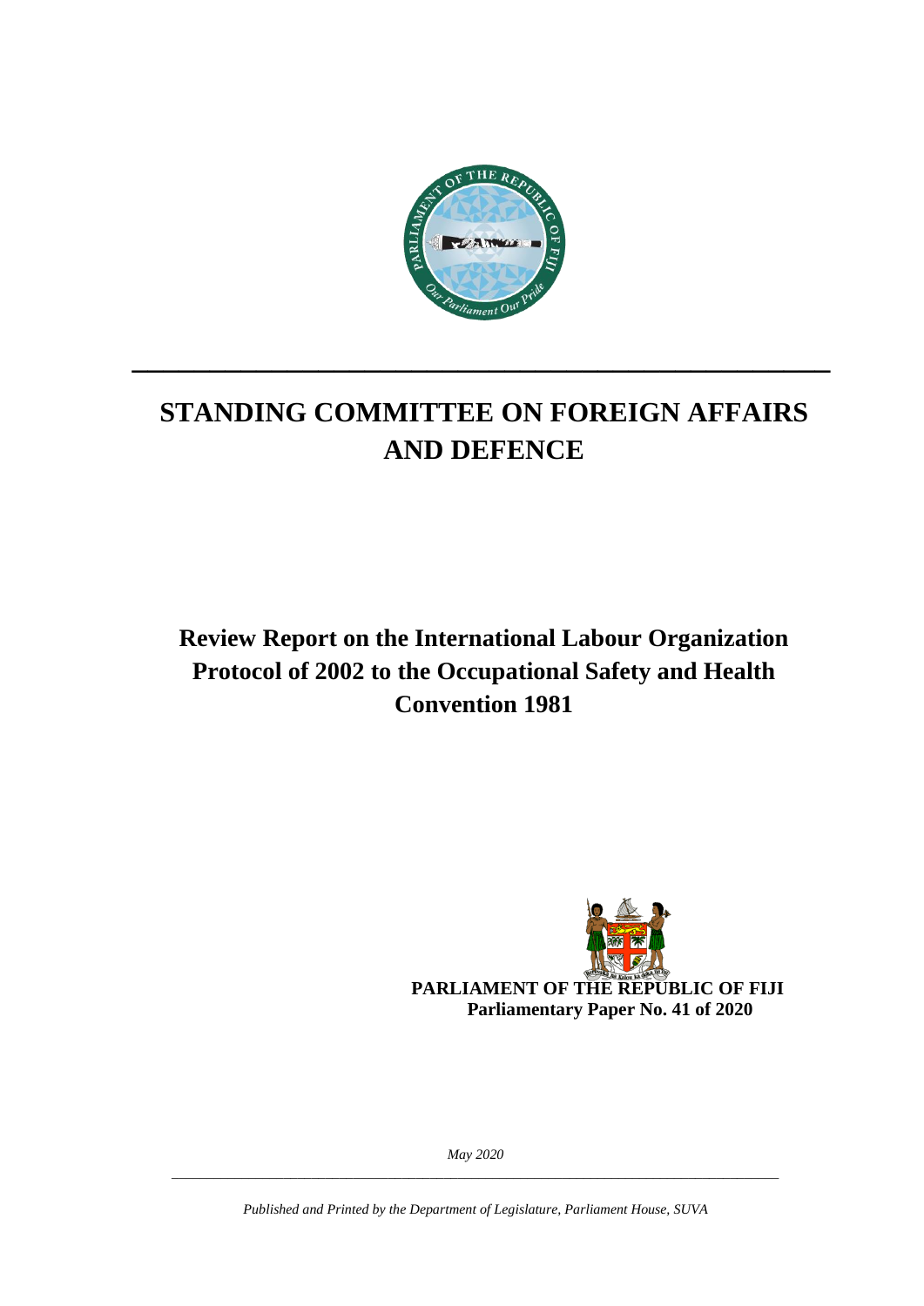# STANDING COMMITTEE ON FOREIGN AFFAIRS AND DEFENCE

## Review Report on the International Labour Organization Protocol of 2002 to the Occupational Safety and Health Convention 1981

**PARLIAMENT OF THE REPUBLIC OF FIJI**
**Parliamentary Paper No. 41 of 2020**

*May 2020*

*Published and Printed by the Department of Legislature, Parliament House, SUVA*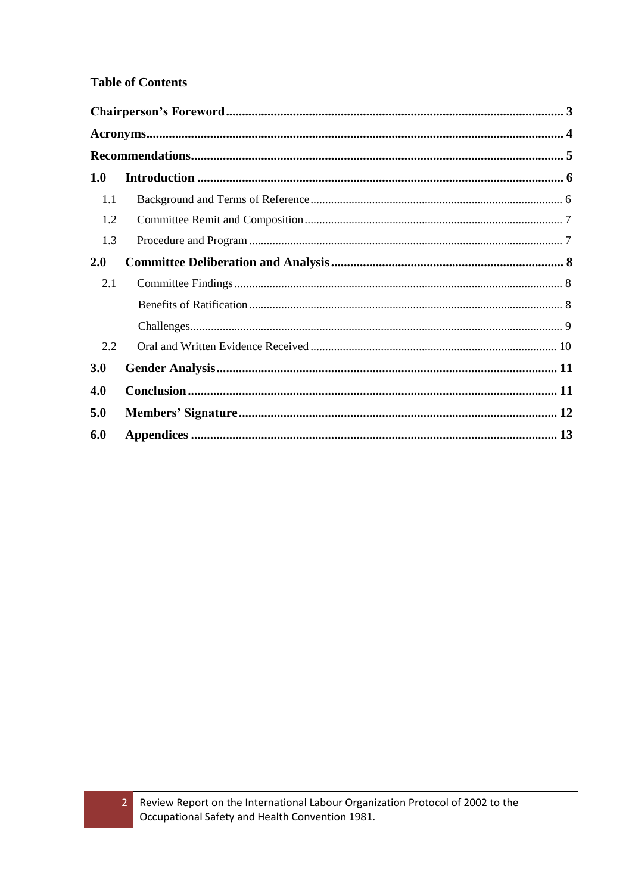**Table of Contents**

**Chairperson's Foreword** .......... **3**

**Acronyms** .......... **4**

**Recommendations** .......... **5**

**1.0 Introduction** .......... **6**

- 1.1 Background and Terms of Reference .......... 6
- 1.2 Committee Remit and Composition .......... 7
- 1.3 Procedure and Program .......... 7

**2.0 Committee Deliberation and Analysis** .......... **8**

- 2.1 Committee Findings .......... 8
  - Benefits of Ratification .......... 8
  - Challenges .......... 9
- 2.2 Oral and Written Evidence Received .......... 10

**3.0 Gender Analysis** .......... **11**

**4.0 Conclusion** .......... **11**

**5.0 Members' Signature** .......... **12**

**6.0 Appendices** .......... **13**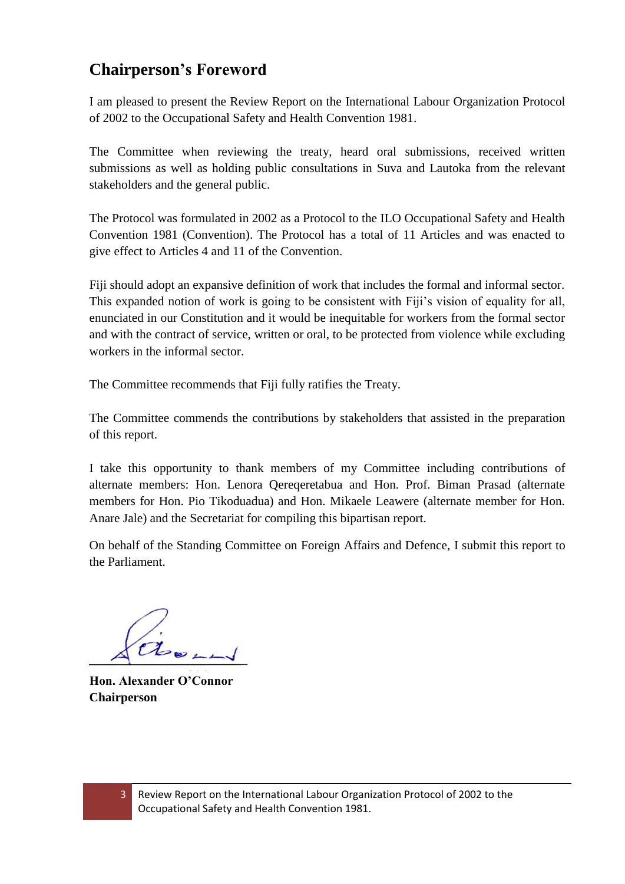## Chairperson's Foreword

I am pleased to present the Review Report on the International Labour Organization Protocol of 2002 to the Occupational Safety and Health Convention 1981.

The Committee when reviewing the treaty, heard oral submissions, received written submissions as well as holding public consultations in Suva and Lautoka from the relevant stakeholders and the general public.

The Protocol was formulated in 2002 as a Protocol to the ILO Occupational Safety and Health Convention 1981 (Convention). The Protocol has a total of 11 Articles and was enacted to give effect to Articles 4 and 11 of the Convention.

Fiji should adopt an expansive definition of work that includes the formal and informal sector. This expanded notion of work is going to be consistent with Fiji's vision of equality for all, enunciated in our Constitution and it would be inequitable for workers from the formal sector and with the contract of service, written or oral, to be protected from violence while excluding workers in the informal sector.

The Committee recommends that Fiji fully ratifies the Treaty.

The Committee commends the contributions by stakeholders that assisted in the preparation of this report.

I take this opportunity to thank members of my Committee including contributions of alternate members: Hon. Lenora Qereqeretabua and Hon. Prof. Biman Prasad (alternate members for Hon. Pio Tikoduadua) and Hon. Mikaele Leawere (alternate member for Hon. Anare Jale) and the Secretariat for compiling this bipartisan report.

On behalf of the Standing Committee on Foreign Affairs and Defence, I submit this report to the Parliament.

**Hon. Alexander O'Connor**
**Chairperson**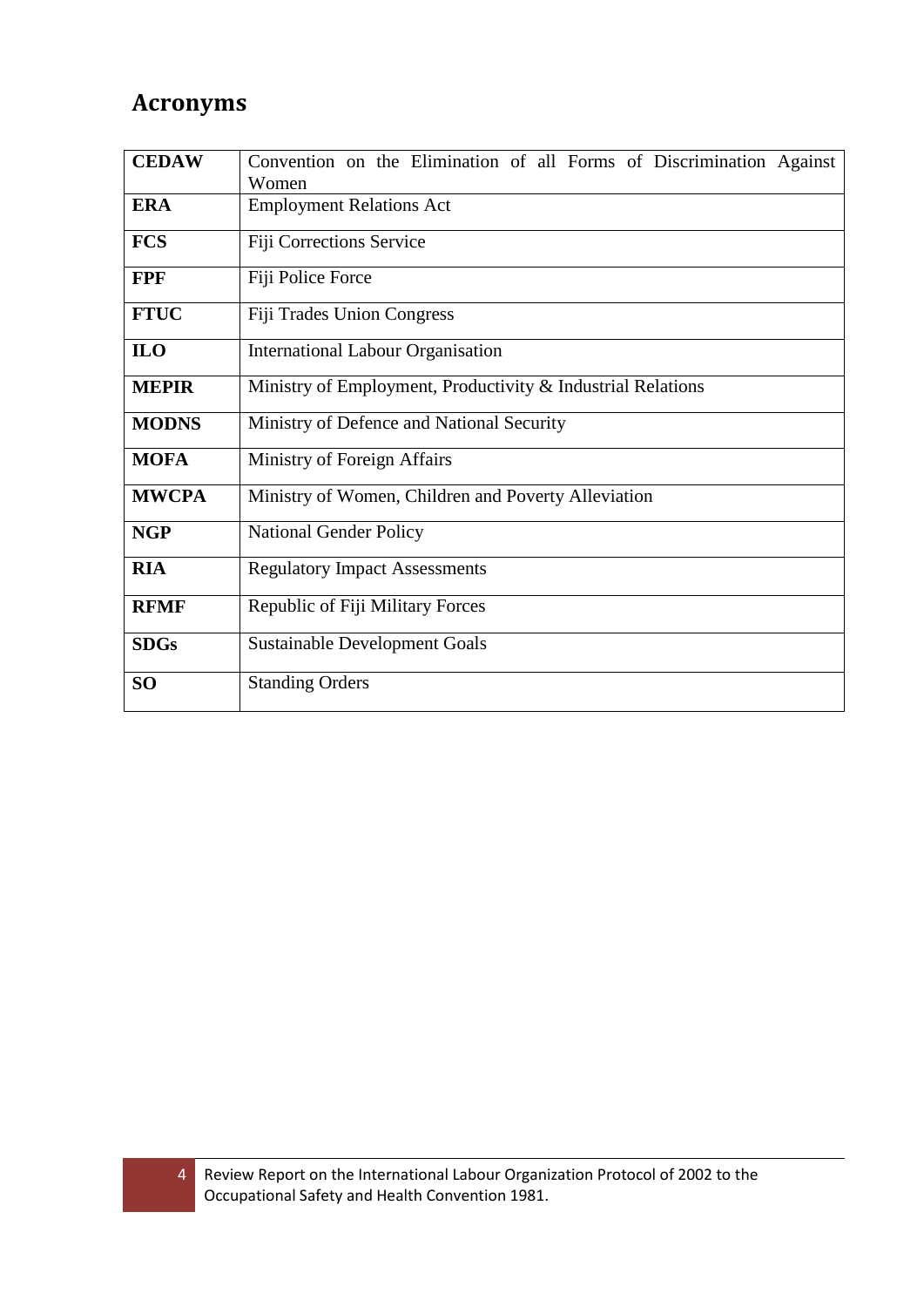## Acronyms

| | |
|---|---|
| **CEDAW** | Convention on the Elimination of all Forms of Discrimination Against Women |
| **ERA** | Employment Relations Act |
| **FCS** | Fiji Corrections Service |
| **FPF** | Fiji Police Force |
| **FTUC** | Fiji Trades Union Congress |
| **ILO** | International Labour Organisation |
| **MEPIR** | Ministry of Employment, Productivity & Industrial Relations |
| **MODNS** | Ministry of Defence and National Security |
| **MOFA** | Ministry of Foreign Affairs |
| **MWCPA** | Ministry of Women, Children and Poverty Alleviation |
| **NGP** | National Gender Policy |
| **RIA** | Regulatory Impact Assessments |
| **RFMF** | Republic of Fiji Military Forces |
| **SDGs** | Sustainable Development Goals |
| **SO** | Standing Orders |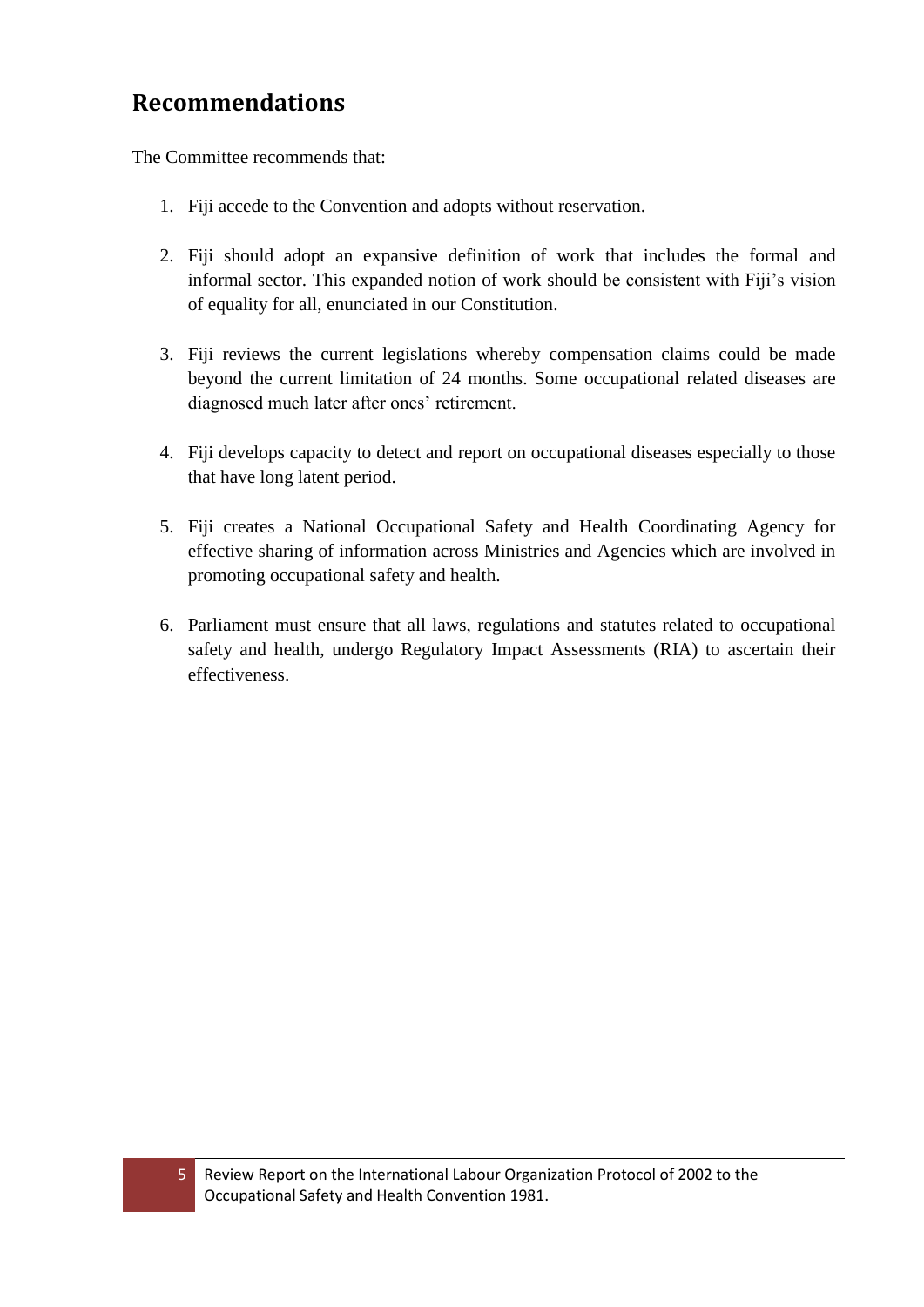## Recommendations

The Committee recommends that:

1. Fiji accede to the Convention and adopts without reservation.

2. Fiji should adopt an expansive definition of work that includes the formal and informal sector. This expanded notion of work should be consistent with Fiji's vision of equality for all, enunciated in our Constitution.

3. Fiji reviews the current legislations whereby compensation claims could be made beyond the current limitation of 24 months. Some occupational related diseases are diagnosed much later after ones' retirement.

4. Fiji develops capacity to detect and report on occupational diseases especially to those that have long latent period.

5. Fiji creates a National Occupational Safety and Health Coordinating Agency for effective sharing of information across Ministries and Agencies which are involved in promoting occupational safety and health.

6. Parliament must ensure that all laws, regulations and statutes related to occupational safety and health, undergo Regulatory Impact Assessments (RIA) to ascertain their effectiveness.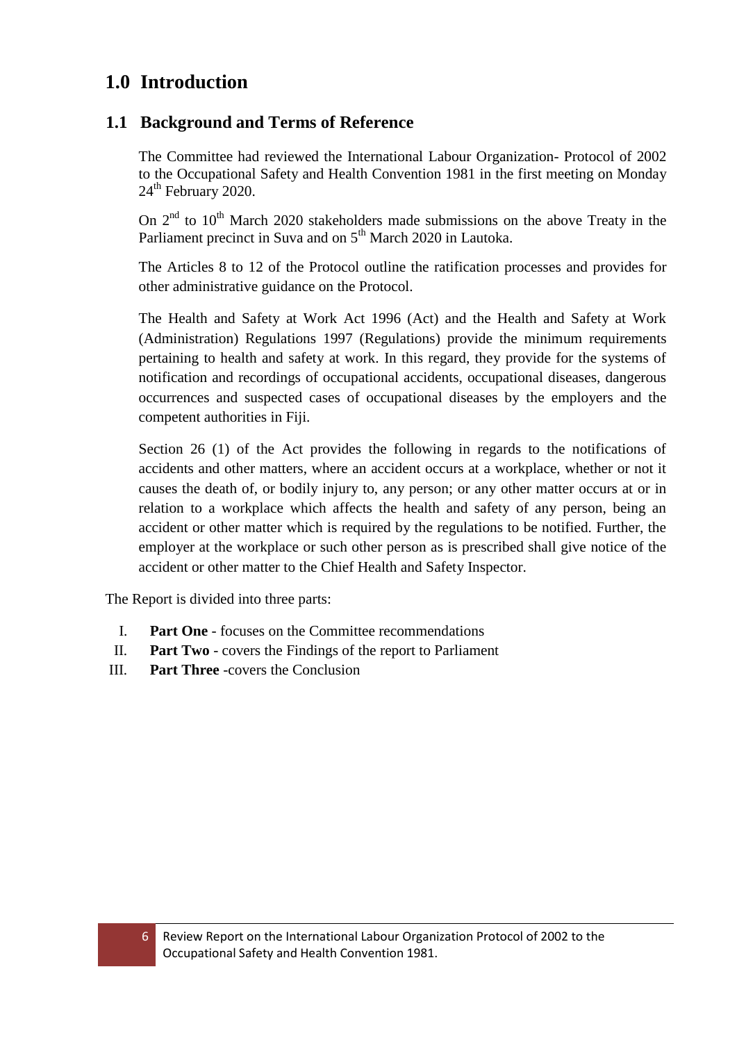# 1.0 Introduction

## 1.1 Background and Terms of Reference

The Committee had reviewed the International Labour Organization- Protocol of 2002 to the Occupational Safety and Health Convention 1981 in the first meeting on Monday 24th February 2020.

On 2nd to 10th March 2020 stakeholders made submissions on the above Treaty in the Parliament precinct in Suva and on 5th March 2020 in Lautoka.

The Articles 8 to 12 of the Protocol outline the ratification processes and provides for other administrative guidance on the Protocol.

The Health and Safety at Work Act 1996 (Act) and the Health and Safety at Work (Administration) Regulations 1997 (Regulations) provide the minimum requirements pertaining to health and safety at work. In this regard, they provide for the systems of notification and recordings of occupational accidents, occupational diseases, dangerous occurrences and suspected cases of occupational diseases by the employers and the competent authorities in Fiji.

Section 26 (1) of the Act provides the following in regards to the notifications of accidents and other matters, where an accident occurs at a workplace, whether or not it causes the death of, or bodily injury to, any person; or any other matter occurs at or in relation to a workplace which affects the health and safety of any person, being an accident or other matter which is required by the regulations to be notified. Further, the employer at the workplace or such other person as is prescribed shall give notice of the accident or other matter to the Chief Health and Safety Inspector.

The Report is divided into three parts:

I. **Part One** - focuses on the Committee recommendations
II. **Part Two** - covers the Findings of the report to Parliament
III. **Part Three** -covers the Conclusion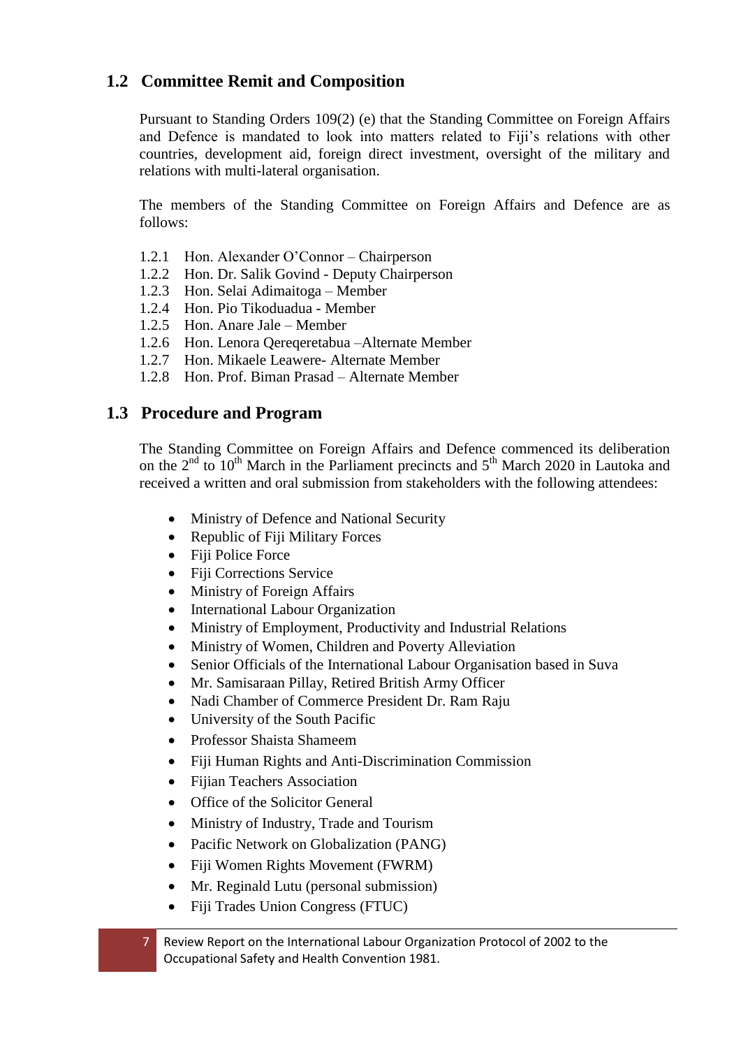## 1.2 Committee Remit and Composition

Pursuant to Standing Orders 109(2) (e) that the Standing Committee on Foreign Affairs and Defence is mandated to look into matters related to Fiji's relations with other countries, development aid, foreign direct investment, oversight of the military and relations with multi-lateral organisation.

The members of the Standing Committee on Foreign Affairs and Defence are as follows:

1.2.1 Hon. Alexander O'Connor – Chairperson
1.2.2 Hon. Dr. Salik Govind - Deputy Chairperson
1.2.3 Hon. Selai Adimaitoga – Member
1.2.4 Hon. Pio Tikoduadua - Member
1.2.5 Hon. Anare Jale – Member
1.2.6 Hon. Lenora Qereqeretabua –Alternate Member
1.2.7 Hon. Mikaele Leawere- Alternate Member
1.2.8 Hon. Prof. Biman Prasad – Alternate Member

## 1.3 Procedure and Program

The Standing Committee on Foreign Affairs and Defence commenced its deliberation on the 2nd to 10th March in the Parliament precincts and 5th March 2020 in Lautoka and received a written and oral submission from stakeholders with the following attendees:

- Ministry of Defence and National Security
- Republic of Fiji Military Forces
- Fiji Police Force
- Fiji Corrections Service
- Ministry of Foreign Affairs
- International Labour Organization
- Ministry of Employment, Productivity and Industrial Relations
- Ministry of Women, Children and Poverty Alleviation
- Senior Officials of the International Labour Organisation based in Suva
- Mr. Samisaraan Pillay, Retired British Army Officer
- Nadi Chamber of Commerce President Dr. Ram Raju
- University of the South Pacific
- Professor Shaista Shameem
- Fiji Human Rights and Anti-Discrimination Commission
- Fijian Teachers Association
- Office of the Solicitor General
- Ministry of Industry, Trade and Tourism
- Pacific Network on Globalization (PANG)
- Fiji Women Rights Movement (FWRM)
- Mr. Reginald Lutu (personal submission)
- Fiji Trades Union Congress (FTUC)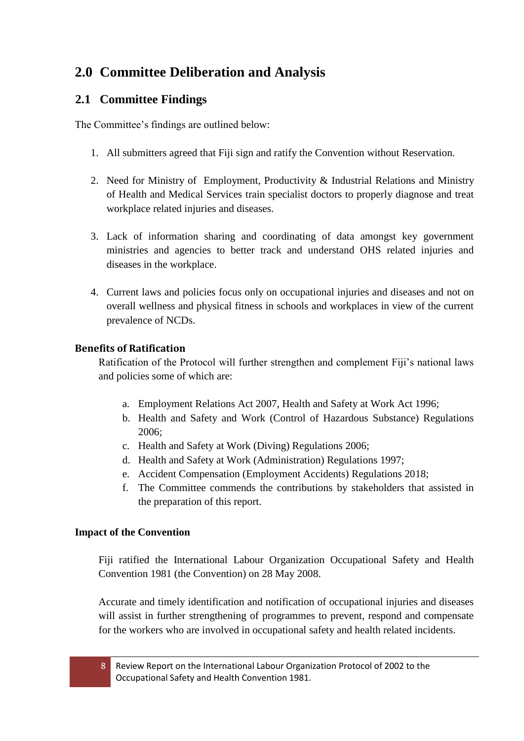## 2.0 Committee Deliberation and Analysis

### 2.1 Committee Findings

The Committee's findings are outlined below:

1. All submitters agreed that Fiji sign and ratify the Convention without Reservation.

2. Need for Ministry of Employment, Productivity & Industrial Relations and Ministry of Health and Medical Services train specialist doctors to properly diagnose and treat workplace related injuries and diseases.

3. Lack of information sharing and coordinating of data amongst key government ministries and agencies to better track and understand OHS related injuries and diseases in the workplace.

4. Current laws and policies focus only on occupational injuries and diseases and not on overall wellness and physical fitness in schools and workplaces in view of the current prevalence of NCDs.

**Benefits of Ratification**

Ratification of the Protocol will further strengthen and complement Fiji's national laws and policies some of which are:

a. Employment Relations Act 2007, Health and Safety at Work Act 1996;
b. Health and Safety and Work (Control of Hazardous Substance) Regulations 2006;
c. Health and Safety at Work (Diving) Regulations 2006;
d. Health and Safety at Work (Administration) Regulations 1997;
e. Accident Compensation (Employment Accidents) Regulations 2018;
f. The Committee commends the contributions by stakeholders that assisted in the preparation of this report.

**Impact of the Convention**

Fiji ratified the International Labour Organization Occupational Safety and Health Convention 1981 (the Convention) on 28 May 2008.

Accurate and timely identification and notification of occupational injuries and diseases will assist in further strengthening of programmes to prevent, respond and compensate for the workers who are involved in occupational safety and health related incidents.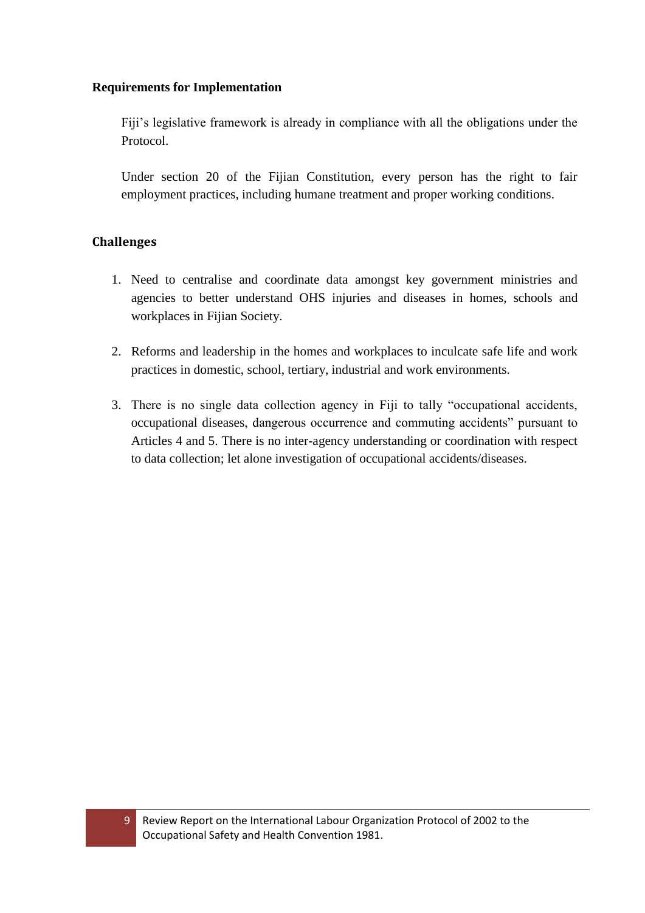### Requirements for Implementation

Fiji's legislative framework is already in compliance with all the obligations under the Protocol.

Under section 20 of the Fijian Constitution, every person has the right to fair employment practices, including humane treatment and proper working conditions.

### Challenges

1. Need to centralise and coordinate data amongst key government ministries and agencies to better understand OHS injuries and diseases in homes, schools and workplaces in Fijian Society.

2. Reforms and leadership in the homes and workplaces to inculcate safe life and work practices in domestic, school, tertiary, industrial and work environments.

3. There is no single data collection agency in Fiji to tally "occupational accidents, occupational diseases, dangerous occurrence and commuting accidents" pursuant to Articles 4 and 5. There is no inter-agency understanding or coordination with respect to data collection; let alone investigation of occupational accidents/diseases.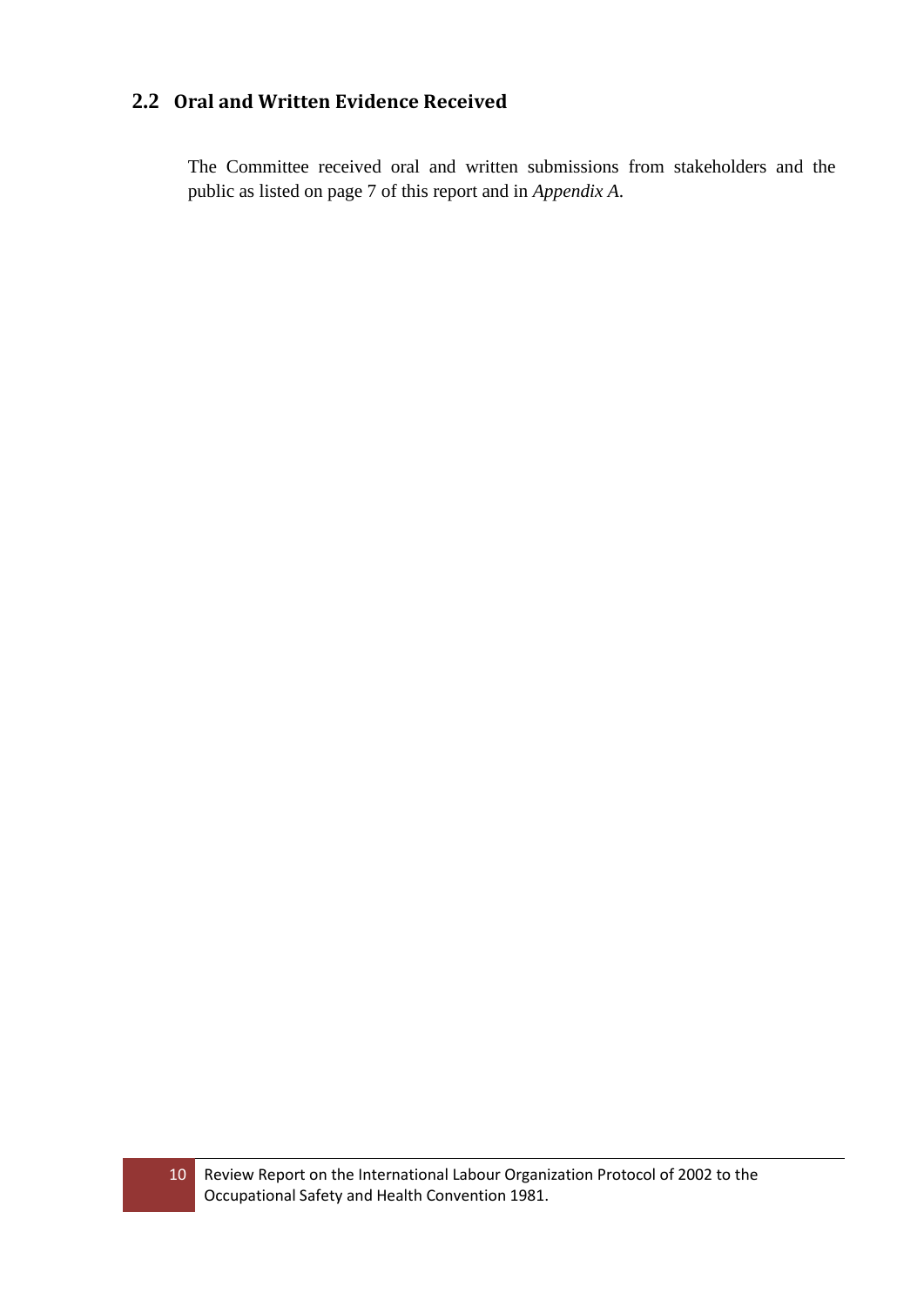## 2.2 Oral and Written Evidence Received

The Committee received oral and written submissions from stakeholders and the public as listed on page 7 of this report and in *Appendix A*.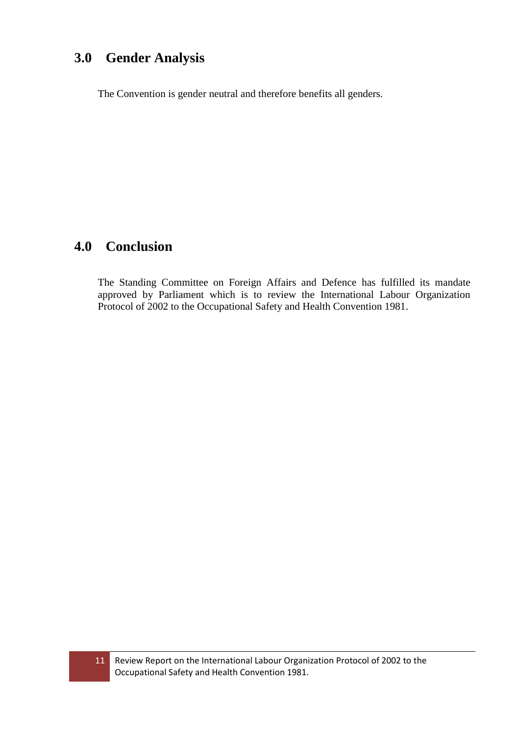## 3.0 Gender Analysis

The Convention is gender neutral and therefore benefits all genders.

## 4.0 Conclusion

The Standing Committee on Foreign Affairs and Defence has fulfilled its mandate approved by Parliament which is to review the International Labour Organization Protocol of 2002 to the Occupational Safety and Health Convention 1981.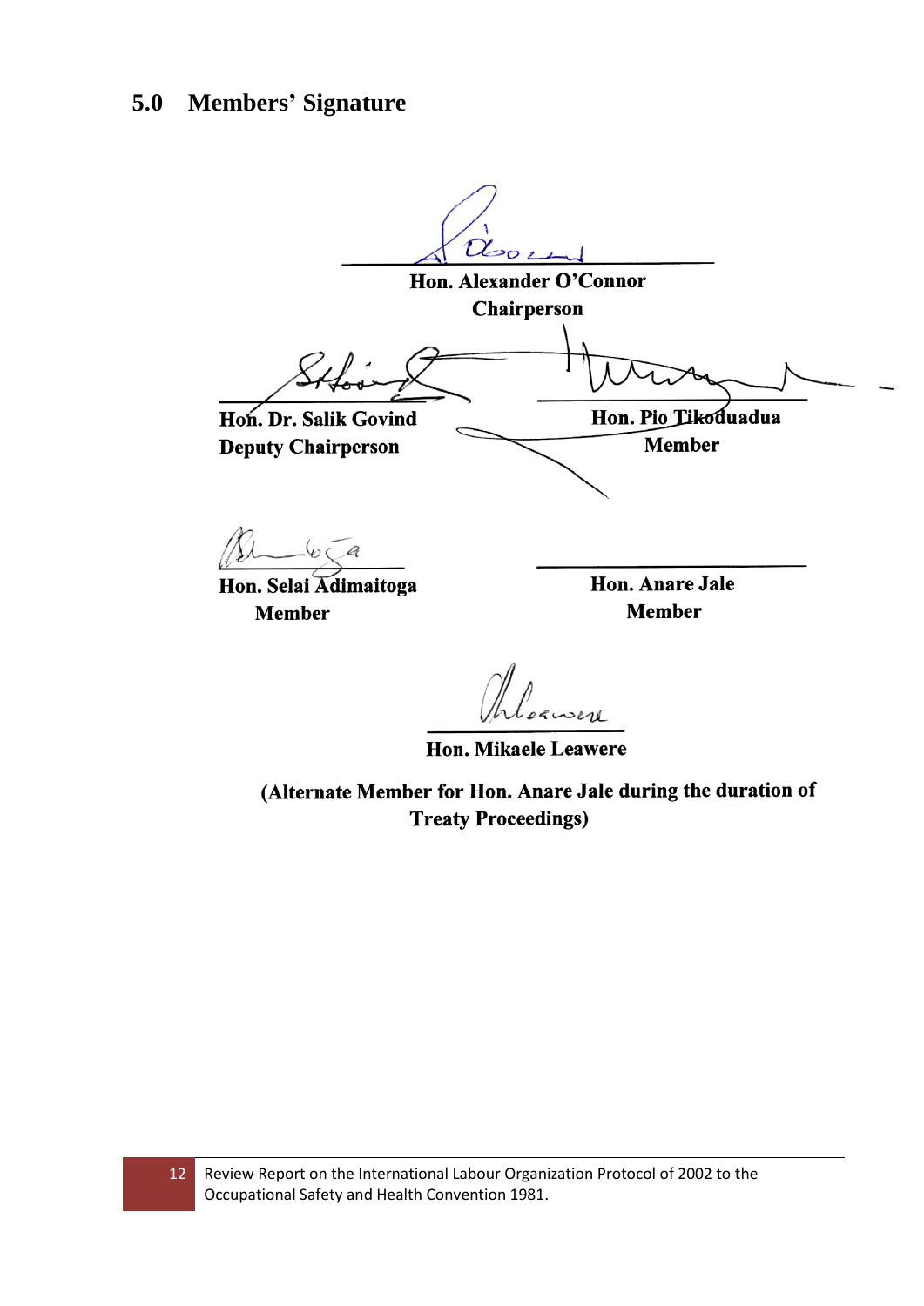## 5.0 Members' Signature

**Hon. Alexander O'Connor**
**Chairperson**

**Hon. Dr. Salik Govind**
**Deputy Chairperson**

**Hon. Pio Tikoduadua**
**Member**

**Hon. Selai Adimaitoga**
**Member**

**Hon. Anare Jale**
**Member**

**Hon. Mikaele Leawere**

**(Alternate Member for Hon. Anare Jale during the duration of Treaty Proceedings)**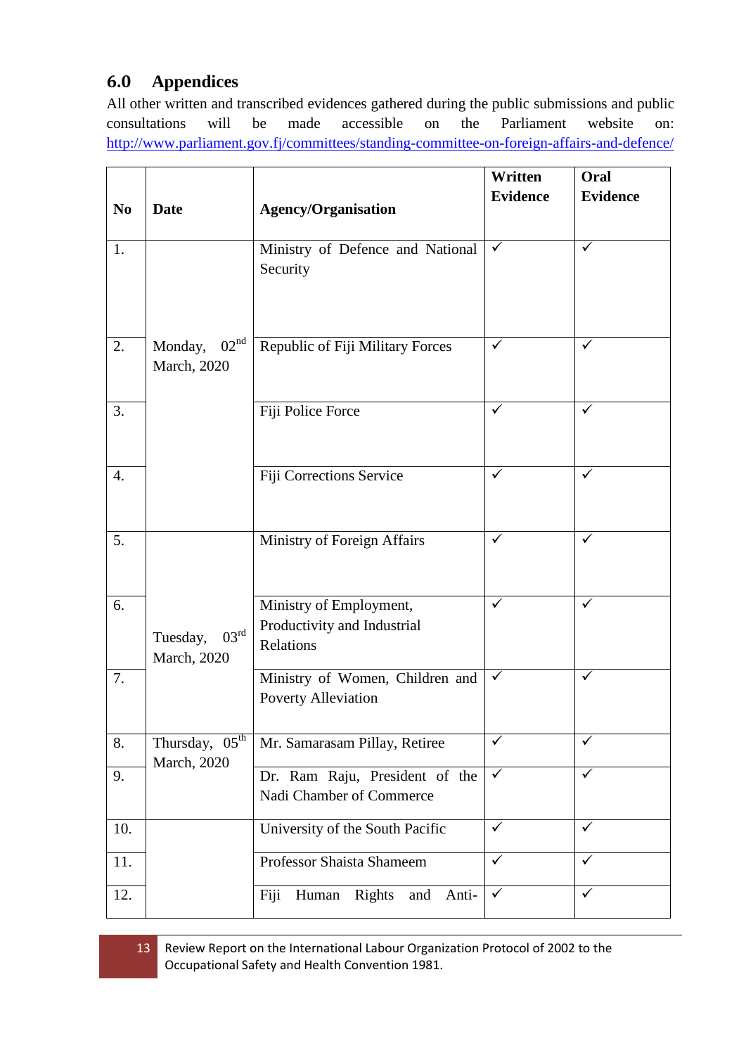## 6.0 Appendices

All other written and transcribed evidences gathered during the public submissions and public consultations will be made accessible on the Parliament website on: http://www.parliament.gov.fj/committees/standing-committee-on-foreign-affairs-and-defence/

| No | Date | Agency/Organisation | Written Evidence | Oral Evidence |
|---|---|---|---|---|
| 1. | Monday, 02nd March, 2020 | Ministry of Defence and National Security | ✓ | ✓ |
| 2. | | Republic of Fiji Military Forces | ✓ | ✓ |
| 3. | | Fiji Police Force | ✓ | ✓ |
| 4. | | Fiji Corrections Service | ✓ | ✓ |
| 5. | Tuesday, 03rd March, 2020 | Ministry of Foreign Affairs | ✓ | ✓ |
| 6. | | Ministry of Employment, Productivity and Industrial Relations | ✓ | ✓ |
| 7. | | Ministry of Women, Children and Poverty Alleviation | ✓ | ✓ |
| 8. | Thursday, 05th March, 2020 | Mr. Samarasam Pillay, Retiree | ✓ | ✓ |
| 9. | | Dr. Ram Raju, President of the Nadi Chamber of Commerce | ✓ | ✓ |
| 10. | | University of the South Pacific | ✓ | ✓ |
| 11. | | Professor Shaista Shameem | ✓ | ✓ |
| 12. | | Fiji Human Rights and Anti- | ✓ | ✓ |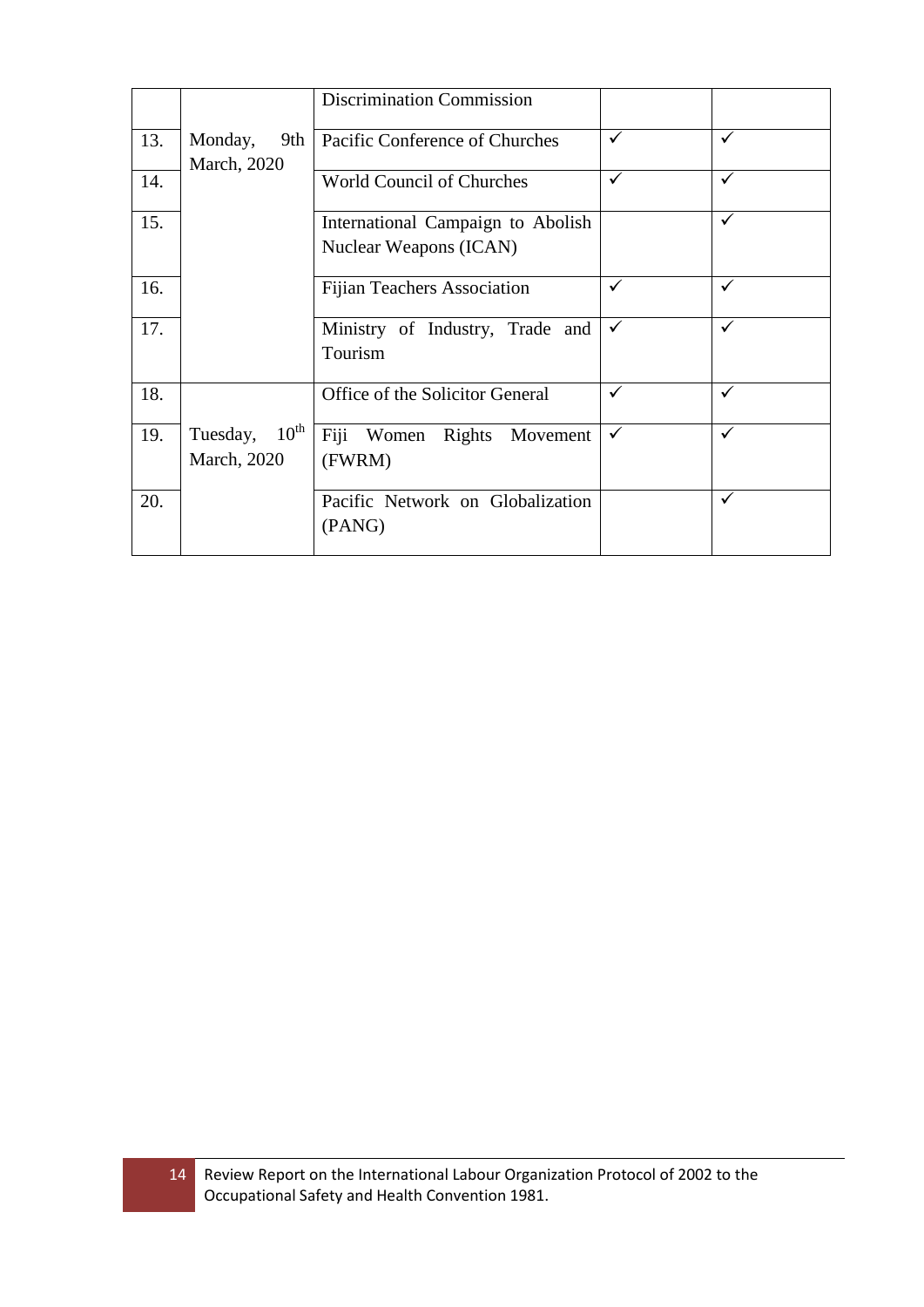| | | | | |
|---|---|---|---|---|
| | | Discrimination Commission | | |
| 13. | Monday, 9th March, 2020 | Pacific Conference of Churches | ✓ | ✓ |
| 14. | | World Council of Churches | ✓ | ✓ |
| 15. | | International Campaign to Abolish Nuclear Weapons (ICAN) | | ✓ |
| 16. | | Fijian Teachers Association | ✓ | ✓ |
| 17. | | Ministry of Industry, Trade and Tourism | ✓ | ✓ |
| 18. | Tuesday, 10th March, 2020 | Office of the Solicitor General | ✓ | ✓ |
| 19. | | Fiji Women Rights Movement (FWRM) | ✓ | ✓ |
| 20. | | Pacific Network on Globalization (PANG) | | ✓ |